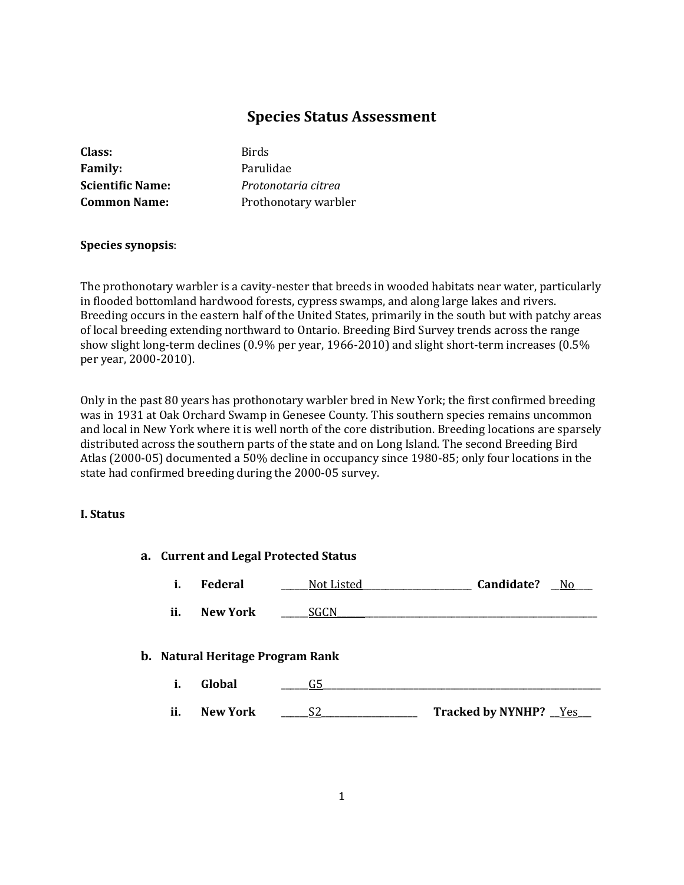# Species Status Assessment

**Class:** Birds
**Family:** Parulidae
**Scientific Name:** *Protonotaria citrea*
**Common Name:** Prothonotary warbler

**Species synopsis**:

The prothonotary warbler is a cavity-nester that breeds in wooded habitats near water, particularly in flooded bottomland hardwood forests, cypress swamps, and along large lakes and rivers. Breeding occurs in the eastern half of the United States, primarily in the south but with patchy areas of local breeding extending northward to Ontario. Breeding Bird Survey trends across the range show slight long-term declines (0.9% per year, 1966-2010) and slight short-term increases (0.5% per year, 2000-2010).

Only in the past 80 years has prothonotary warbler bred in New York; the first confirmed breeding was in 1931 at Oak Orchard Swamp in Genesee County. This southern species remains uncommon and local in New York where it is well north of the core distribution. Breeding locations are sparsely distributed across the southern parts of the state and on Long Island. The second Breeding Bird Atlas (2000-05) documented a 50% decline in occupancy since 1980-85; only four locations in the state had confirmed breeding during the 2000-05 survey.

## I. Status

### a. Current and Legal Protected Status

i. **Federal** Not Listed **Candidate?** No

ii. **New York** SGCN

### b. Natural Heritage Program Rank

i. **Global** G5

ii. **New York** S2 **Tracked by NYNHP?** Yes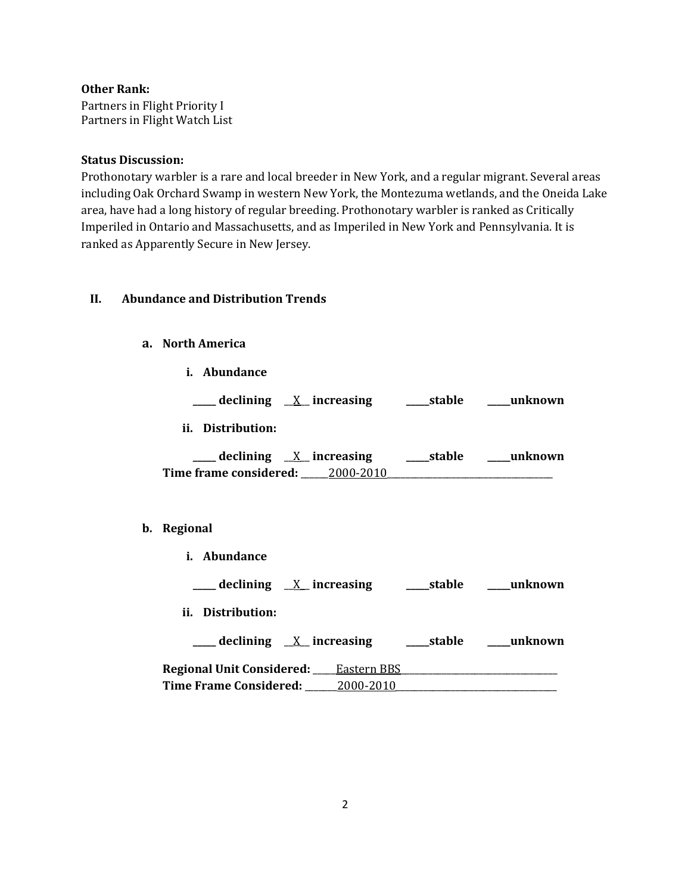**Other Rank:**
Partners in Flight Priority I
Partners in Flight Watch List

**Status Discussion:**
Prothonotary warbler is a rare and local breeder in New York, and a regular migrant. Several areas including Oak Orchard Swamp in western New York, the Montezuma wetlands, and the Oneida Lake area, have had a long history of regular breeding. Prothonotary warbler is ranked as Critically Imperiled in Ontario and Massachusetts, and as Imperiled in New York and Pennsylvania. It is ranked as Apparently Secure in New Jersey.

## II. Abundance and Distribution Trends

### a. North America

**i. Abundance**

**_____ declining** __X__ **increasing** **_____stable** **_____unknown**

**ii. Distribution:**

**_____ declining** __X__ **increasing** **_____stable** **_____unknown**

**Time frame considered:** ______2000-2010______________________________

### b. Regional

**i. Abundance**

**_____ declining** __X__ **increasing** **_____stable** **_____unknown**

**ii. Distribution:**

**_____ declining** __X__ **increasing** **_____stable** **_____unknown**

**Regional Unit Considered:** _____Eastern BBS______________________________
**Time Frame Considered:** _______2000-2010______________________________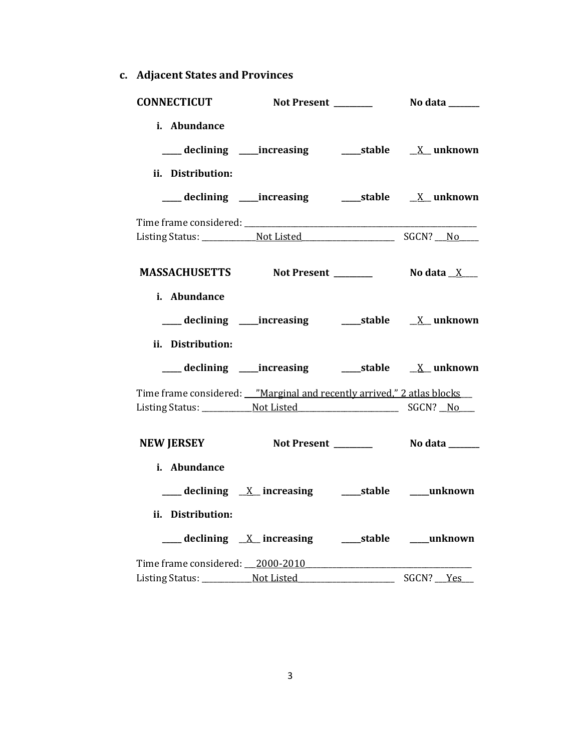### c. Adjacent States and Provinces

**CONNECTICUT** **Not Present** ________ **No data** _______

**i. Abundance**

____ **declining** ____**increasing** ____**stable** __X__ **unknown**

**ii. Distribution:**

____ **declining** ____**increasing** ____**stable** __X__ **unknown**

Time frame considered: ________________________________________________

Listing Status: ____________Not Listed____________________ SGCN? __No____

**MASSACHUSETTS** **Not Present** ________ **No data** __X____

**i. Abundance**

____ **declining** ____**increasing** ____**stable** __X__ **unknown**

**ii. Distribution:**

____ **declining** ____**increasing** ____**stable** __X__ **unknown**

Time frame considered: ___"Marginal and recently arrived," 2 atlas blocks___

Listing Status: ____________Not Listed____________________ SGCN? __No____

**NEW JERSEY** **Not Present** ________ **No data** _______

**i. Abundance**

____ **declining** __X__ **increasing** ____**stable** ____**unknown**

**ii. Distribution:**

____ **declining** __X__ **increasing** ____**stable** ____**unknown**

Time frame considered: ___2000-2010____________________________________

Listing Status: ____________Not Listed____________________ SGCN? __Yes___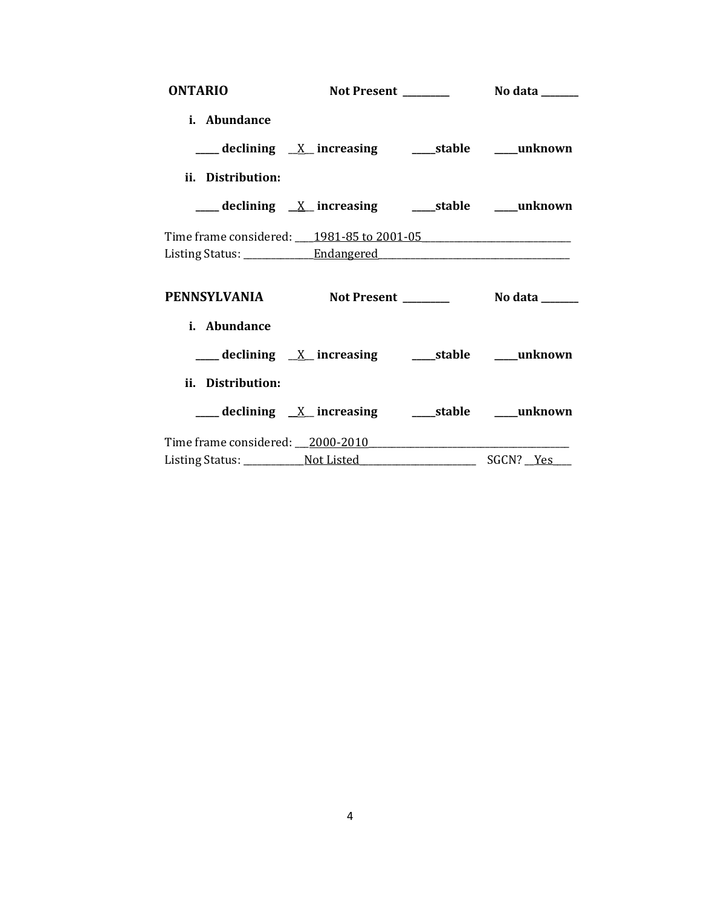**ONTARIO** **Not Present \_\_\_\_\_\_\_\_\_\_** **No data \_\_\_\_\_\_\_\_**

**i. Abundance**

**\_\_\_\_\_ declining** \_\_X\_\_ **increasing** **\_\_\_\_\_stable** **\_\_\_\_\_unknown**

**ii. Distribution:**

**\_\_\_\_\_ declining** \_\_X\_\_ **increasing** **\_\_\_\_\_stable** **\_\_\_\_\_unknown**

Time frame considered: \_\_\_\_1981-85 to 2001-05\_\_\_\_\_\_\_\_\_\_\_\_\_\_\_\_\_\_\_\_\_\_\_\_\_\_\_\_\_\_\_
Listing Status: \_\_\_\_\_\_\_\_\_\_\_\_\_\_\_Endangered\_\_\_\_\_\_\_\_\_\_\_\_\_\_\_\_\_\_\_\_\_\_\_\_\_\_\_\_\_\_\_\_\_\_\_\_\_\_\_\_

**PENNSYLVANIA** **Not Present \_\_\_\_\_\_\_\_\_\_** **No data \_\_\_\_\_\_\_\_**

**i. Abundance**

**\_\_\_\_\_ declining** \_\_X\_\_ **increasing** **\_\_\_\_\_stable** **\_\_\_\_\_unknown**

**ii. Distribution:**

**\_\_\_\_\_ declining** \_\_X\_\_ **increasing** **\_\_\_\_\_stable** **\_\_\_\_\_unknown**

Time frame considered: \_\_\_2000-2010\_\_\_\_\_\_\_\_\_\_\_\_\_\_\_\_\_\_\_\_\_\_\_\_\_\_\_\_\_\_\_\_\_\_\_\_\_\_\_\_\_\_
Listing Status: \_\_\_\_\_\_\_\_\_\_\_\_\_Not Listed\_\_\_\_\_\_\_\_\_\_\_\_\_\_\_\_\_\_\_\_\_\_\_\_\_ SGCN? \_\_Yes\_\_\_\_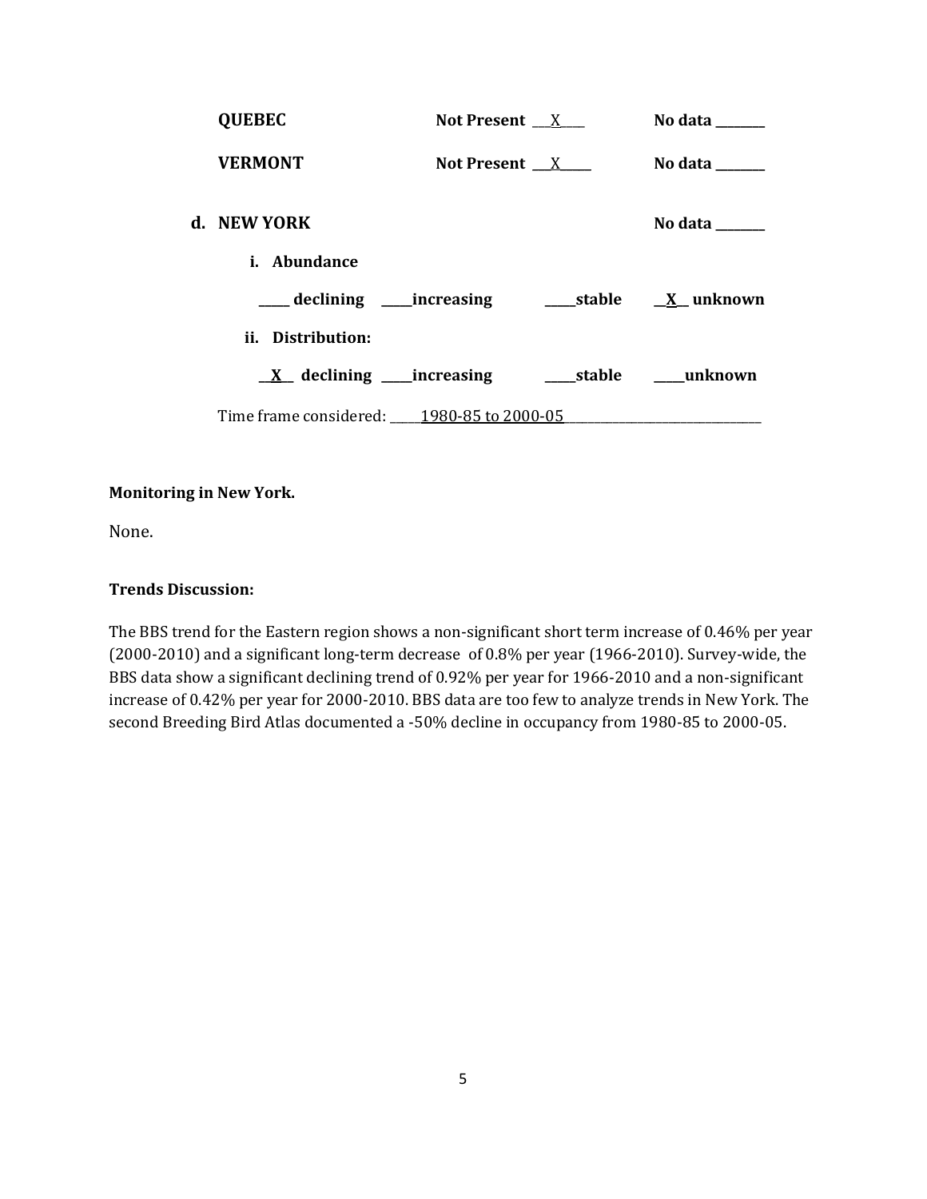**QUEBEC** **Not Present** __X__ **No data** ______

**VERMONT** **Not Present** __X__ **No data** ______

**d. NEW YORK** **No data** ______

**i. Abundance**

____ **declining** ____**increasing** ____**stable** __**X**__ **unknown**

**ii. Distribution:**

__**X**__ **declining** ____**increasing** ____**stable** ____**unknown**

Time frame considered: 1980-85 to 2000-05

**Monitoring in New York.**

None.

**Trends Discussion:**

The BBS trend for the Eastern region shows a non-significant short term increase of 0.46% per year (2000-2010) and a significant long-term decrease of 0.8% per year (1966-2010). Survey-wide, the BBS data show a significant declining trend of 0.92% per year for 1966-2010 and a non-significant increase of 0.42% per year for 2000-2010. BBS data are too few to analyze trends in New York. The second Breeding Bird Atlas documented a -50% decline in occupancy from 1980-85 to 2000-05.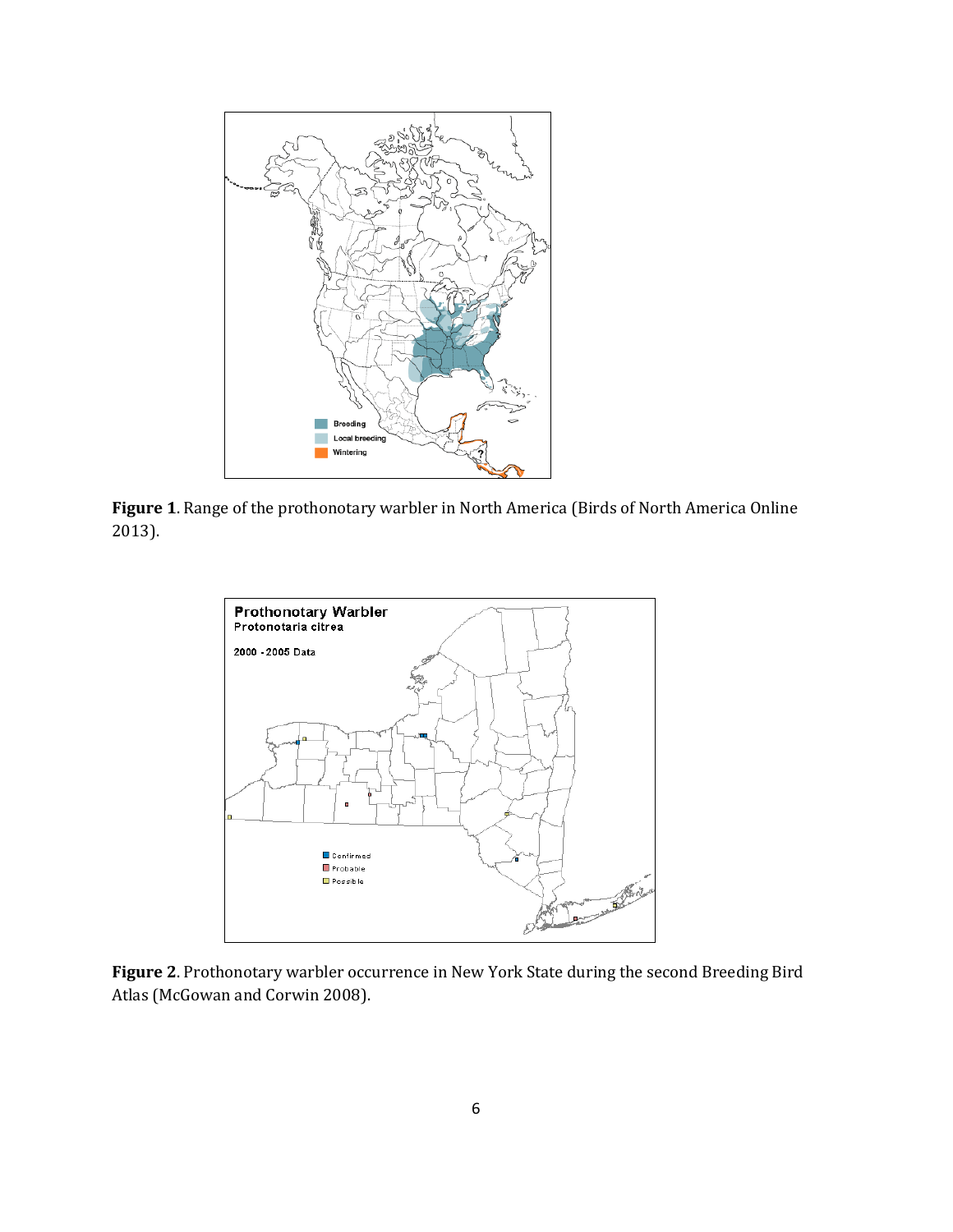**Figure 1**. Range of the prothonotary warbler in North America (Birds of North America Online 2013).

**Figure 2**. Prothonotary warbler occurrence in New York State during the second Breeding Bird Atlas (McGowan and Corwin 2008).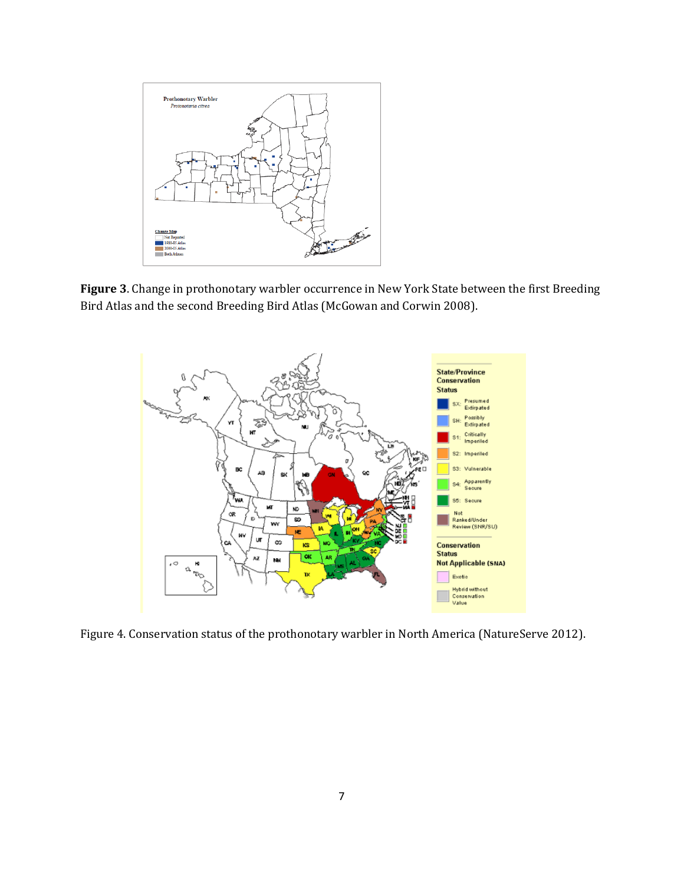**Figure 3**. Change in prothonotary warbler occurrence in New York State between the first Breeding Bird Atlas and the second Breeding Bird Atlas (McGowan and Corwin 2008).

Figure 4. Conservation status of the prothonotary warbler in North America (NatureServe 2012).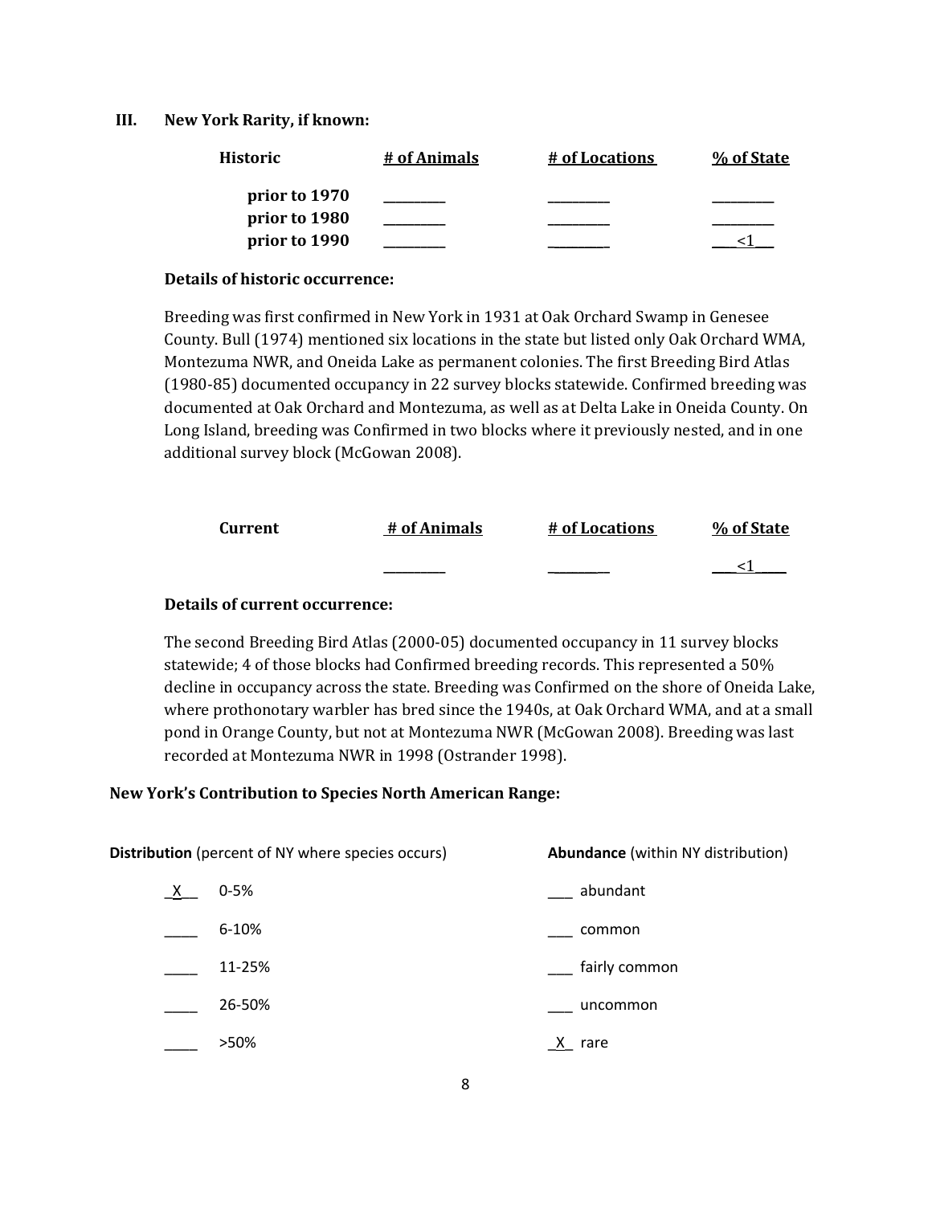### III. New York Rarity, if known:

| Historic | # of Animals | # of Locations | % of State |
|---|---|---|---|
| prior to 1970 | _________ | _________ | _________ |
| prior to 1980 | _________ | _________ | _________ |
| prior to 1990 | _________ | _________ | ___<1___ |

**Details of historic occurrence:**

Breeding was first confirmed in New York in 1931 at Oak Orchard Swamp in Genesee County. Bull (1974) mentioned six locations in the state but listed only Oak Orchard WMA, Montezuma NWR, and Oneida Lake as permanent colonies. The first Breeding Bird Atlas (1980-85) documented occupancy in 22 survey blocks statewide. Confirmed breeding was documented at Oak Orchard and Montezuma, as well as at Delta Lake in Oneida County. On Long Island, breeding was Confirmed in two blocks where it previously nested, and in one additional survey block (McGowan 2008).

| Current | # of Animals | # of Locations | % of State |
|---|---|---|---|
| | _________ | _________ | ___<1____ |

**Details of current occurrence:**

The second Breeding Bird Atlas (2000-05) documented occupancy in 11 survey blocks statewide; 4 of those blocks had Confirmed breeding records. This represented a 50% decline in occupancy across the state. Breeding was Confirmed on the shore of Oneida Lake, where prothonotary warbler has bred since the 1940s, at Oak Orchard WMA, and at a small pond in Orange County, but not at Montezuma NWR (McGowan 2008). Breeding was last recorded at Montezuma NWR in 1998 (Ostrander 1998).

**New York's Contribution to Species North American Range:**

| **Distribution** (percent of NY where species occurs) | | **Abundance** (within NY distribution) | |
|---|---|---|---|
| _X__ | 0-5% | ___ | abundant |
| ____ | 6-10% | ___ | common |
| ____ | 11-25% | ___ | fairly common |
| ____ | 26-50% | ___ | uncommon |
| ____ | >50% | _X_ | rare |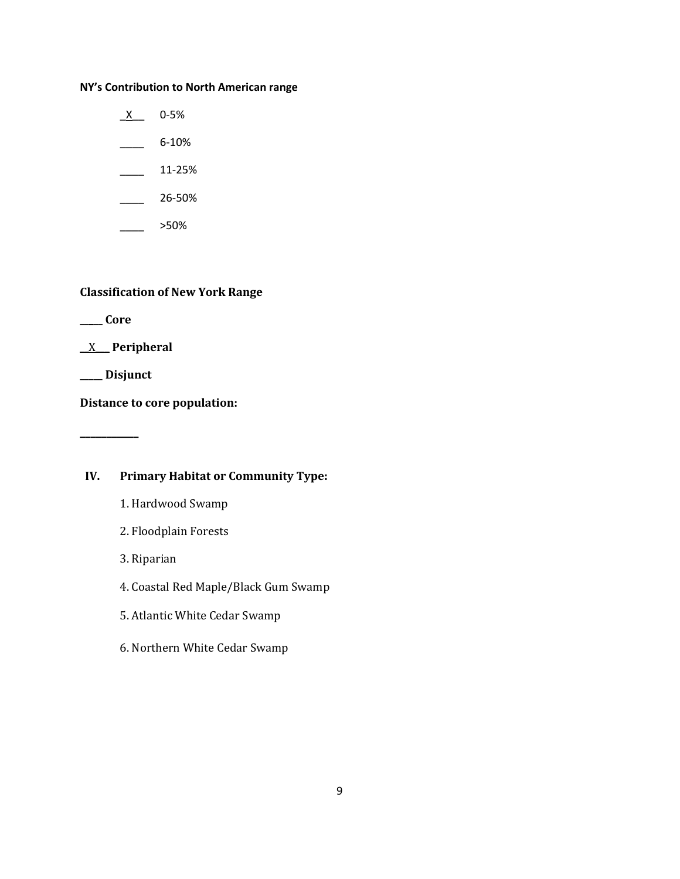**NY's Contribution to North American range**

_X__ 0-5%

____ 6-10%

____ 11-25%

____ 26-50%

____ >50%

**Classification of New York Range**

**____ Core**

**_X___ Peripheral**

**____ Disjunct**

**Distance to core population:**

**___________**

## IV. Primary Habitat or Community Type:

1. Hardwood Swamp
2. Floodplain Forests
3. Riparian
4. Coastal Red Maple/Black Gum Swamp
5. Atlantic White Cedar Swamp
6. Northern White Cedar Swamp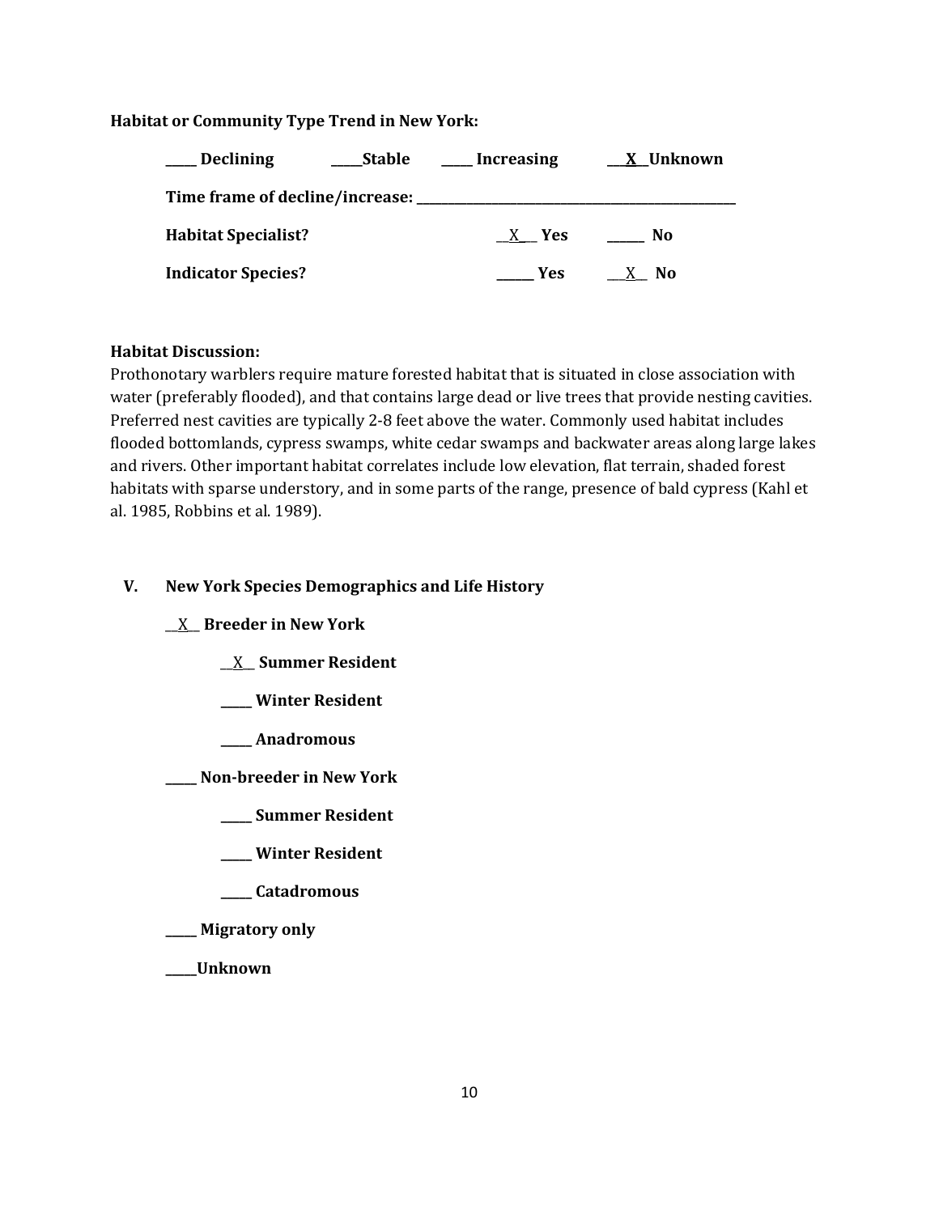**Habitat or Community Type Trend in New York:**

**____ Declining** **_____Stable** **_____ Increasing** **__X__Unknown**

**Time frame of decline/increase: ________________________________________________**

**Habitat Specialist?** __X__ **Yes** ______ **No**

**Indicator Species?** ______ **Yes** __X__ **No**

**Habitat Discussion:**

Prothonotary warblers require mature forested habitat that is situated in close association with water (preferably flooded), and that contains large dead or live trees that provide nesting cavities. Preferred nest cavities are typically 2-8 feet above the water. Commonly used habitat includes flooded bottomlands, cypress swamps, white cedar swamps and backwater areas along large lakes and rivers. Other important habitat correlates include low elevation, flat terrain, shaded forest habitats with sparse understory, and in some parts of the range, presence of bald cypress (Kahl et al. 1985, Robbins et al. 1989).

## V. New York Species Demographics and Life History

__X__ **Breeder in New York**

- __X__ **Summer Resident**
- _____ **Winter Resident**
- _____ **Anadromous**

_____ **Non-breeder in New York**

- _____ **Summer Resident**
- _____ **Winter Resident**
- _____ **Catadromous**

_____ **Migratory only**

_____**Unknown**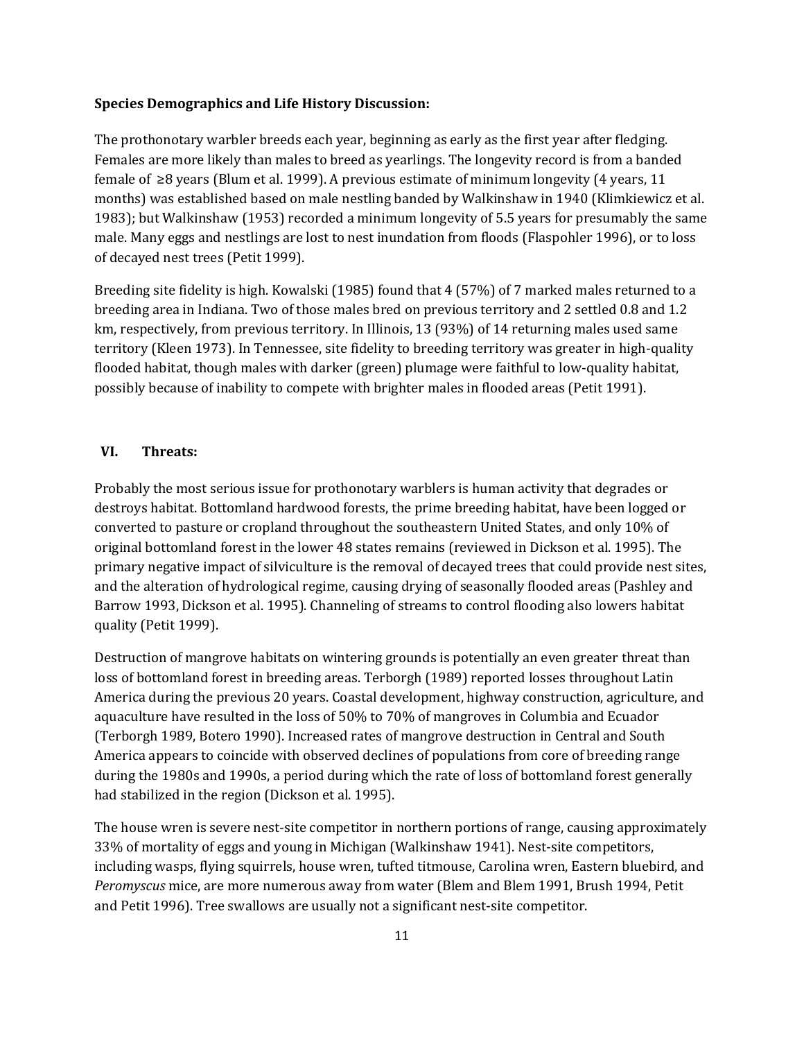**Species Demographics and Life History Discussion:**

The prothonotary warbler breeds each year, beginning as early as the first year after fledging. Females are more likely than males to breed as yearlings. The longevity record is from a banded female of ≥8 years (Blum et al. 1999). A previous estimate of minimum longevity (4 years, 11 months) was established based on male nestling banded by Walkinshaw in 1940 (Klimkiewicz et al. 1983); but Walkinshaw (1953) recorded a minimum longevity of 5.5 years for presumably the same male. Many eggs and nestlings are lost to nest inundation from floods (Flaspohler 1996), or to loss of decayed nest trees (Petit 1999).

Breeding site fidelity is high. Kowalski (1985) found that 4 (57%) of 7 marked males returned to a breeding area in Indiana. Two of those males bred on previous territory and 2 settled 0.8 and 1.2 km, respectively, from previous territory. In Illinois, 13 (93%) of 14 returning males used same territory (Kleen 1973). In Tennessee, site fidelity to breeding territory was greater in high-quality flooded habitat, though males with darker (green) plumage were faithful to low-quality habitat, possibly because of inability to compete with brighter males in flooded areas (Petit 1991).

## VI. Threats:

Probably the most serious issue for prothonotary warblers is human activity that degrades or destroys habitat. Bottomland hardwood forests, the prime breeding habitat, have been logged or converted to pasture or cropland throughout the southeastern United States, and only 10% of original bottomland forest in the lower 48 states remains (reviewed in Dickson et al. 1995). The primary negative impact of silviculture is the removal of decayed trees that could provide nest sites, and the alteration of hydrological regime, causing drying of seasonally flooded areas (Pashley and Barrow 1993, Dickson et al. 1995). Channeling of streams to control flooding also lowers habitat quality (Petit 1999).

Destruction of mangrove habitats on wintering grounds is potentially an even greater threat than loss of bottomland forest in breeding areas. Terborgh (1989) reported losses throughout Latin America during the previous 20 years. Coastal development, highway construction, agriculture, and aquaculture have resulted in the loss of 50% to 70% of mangroves in Columbia and Ecuador (Terborgh 1989, Botero 1990). Increased rates of mangrove destruction in Central and South America appears to coincide with observed declines of populations from core of breeding range during the 1980s and 1990s, a period during which the rate of loss of bottomland forest generally had stabilized in the region (Dickson et al. 1995).

The house wren is severe nest-site competitor in northern portions of range, causing approximately 33% of mortality of eggs and young in Michigan (Walkinshaw 1941). Nest-site competitors, including wasps, flying squirrels, house wren, tufted titmouse, Carolina wren, Eastern bluebird, and *Peromyscus* mice, are more numerous away from water (Blem and Blem 1991, Brush 1994, Petit and Petit 1996). Tree swallows are usually not a significant nest-site competitor.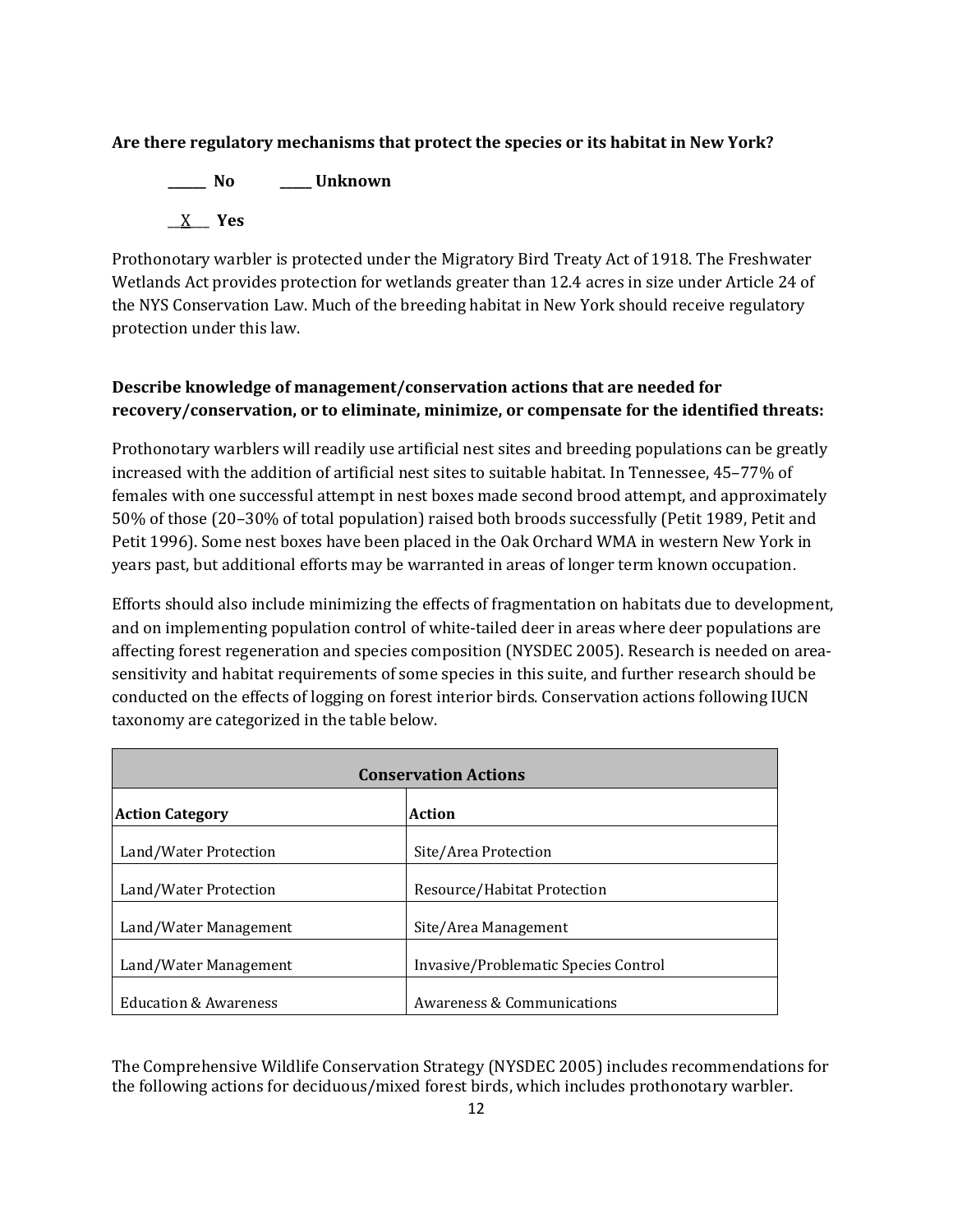**Are there regulatory mechanisms that protect the species or its habitat in New York?**

**\_\_\_\_\_\_ No** **\_\_\_\_\_ Unknown**

**\_\_X\_\_ Yes**

Prothonotary warbler is protected under the Migratory Bird Treaty Act of 1918. The Freshwater Wetlands Act provides protection for wetlands greater than 12.4 acres in size under Article 24 of the NYS Conservation Law. Much of the breeding habitat in New York should receive regulatory protection under this law.

**Describe knowledge of management/conservation actions that are needed for recovery/conservation, or to eliminate, minimize, or compensate for the identified threats:**

Prothonotary warblers will readily use artificial nest sites and breeding populations can be greatly increased with the addition of artificial nest sites to suitable habitat. In Tennessee, 45–77% of females with one successful attempt in nest boxes made second brood attempt, and approximately 50% of those (20–30% of total population) raised both broods successfully (Petit 1989, Petit and Petit 1996). Some nest boxes have been placed in the Oak Orchard WMA in western New York in years past, but additional efforts may be warranted in areas of longer term known occupation.

Efforts should also include minimizing the effects of fragmentation on habitats due to development, and on implementing population control of white-tailed deer in areas where deer populations are affecting forest regeneration and species composition (NYSDEC 2005). Research is needed on area-sensitivity and habitat requirements of some species in this suite, and further research should be conducted on the effects of logging on forest interior birds. Conservation actions following IUCN taxonomy are categorized in the table below.

| Conservation Actions | |
|---|---|
| **Action Category** | **Action** |
| Land/Water Protection | Site/Area Protection |
| Land/Water Protection | Resource/Habitat Protection |
| Land/Water Management | Site/Area Management |
| Land/Water Management | Invasive/Problematic Species Control |
| Education & Awareness | Awareness & Communications |

The Comprehensive Wildlife Conservation Strategy (NYSDEC 2005) includes recommendations for the following actions for deciduous/mixed forest birds, which includes prothonotary warbler.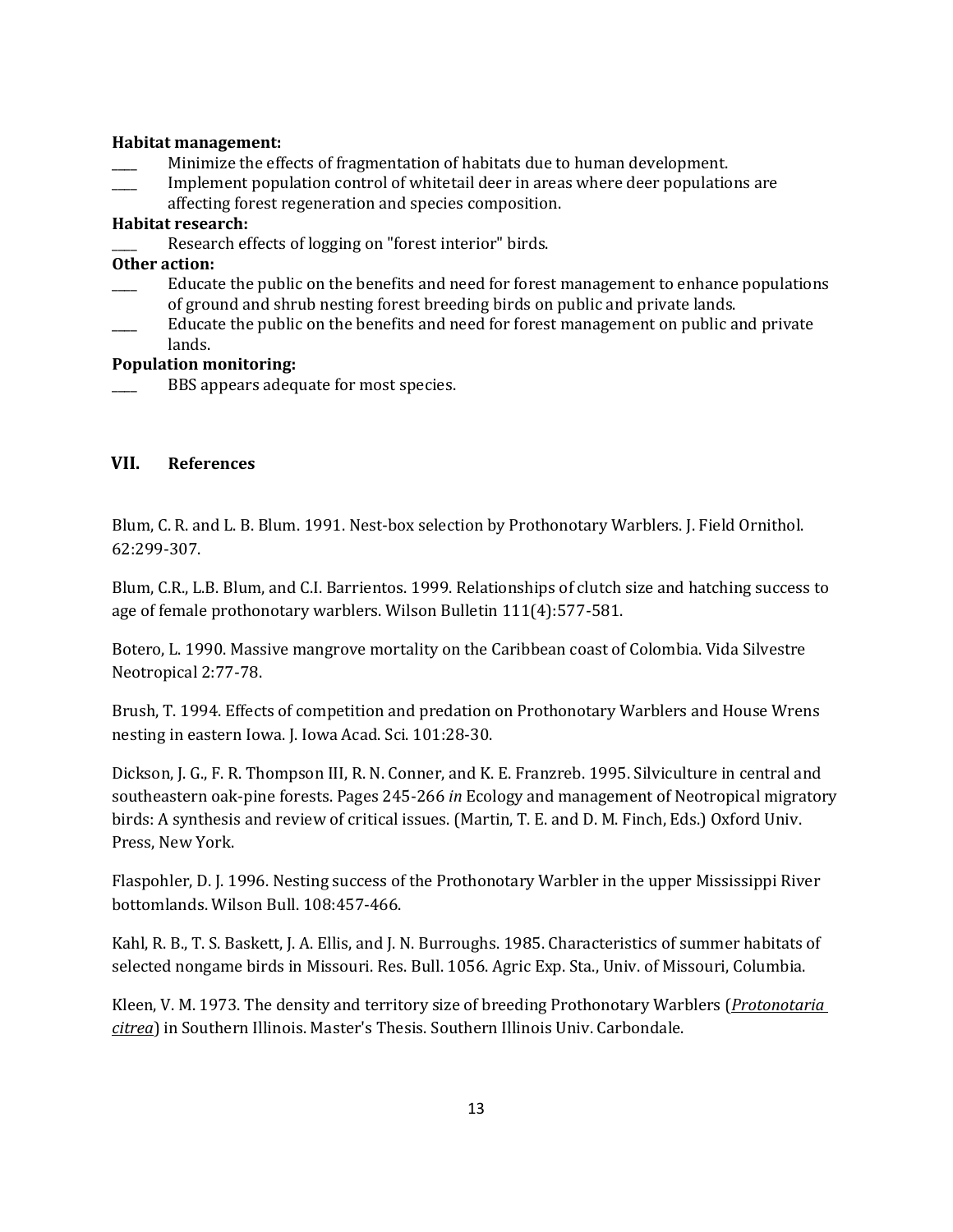**Habitat management:**

____ Minimize the effects of fragmentation of habitats due to human development.

____ Implement population control of whitetail deer in areas where deer populations are affecting forest regeneration and species composition.

**Habitat research:**

____ Research effects of logging on "forest interior" birds.

**Other action:**

____ Educate the public on the benefits and need for forest management to enhance populations of ground and shrub nesting forest breeding birds on public and private lands.

____ Educate the public on the benefits and need for forest management on public and private lands.

**Population monitoring:**

____ BBS appears adequate for most species.

## VII. References

Blum, C. R. and L. B. Blum. 1991. Nest-box selection by Prothonotary Warblers. J. Field Ornithol. 62:299-307.

Blum, C.R., L.B. Blum, and C.I. Barrientos. 1999. Relationships of clutch size and hatching success to age of female prothonotary warblers. Wilson Bulletin 111(4):577-581.

Botero, L. 1990. Massive mangrove mortality on the Caribbean coast of Colombia. Vida Silvestre Neotropical 2:77-78.

Brush, T. 1994. Effects of competition and predation on Prothonotary Warblers and House Wrens nesting in eastern Iowa. J. Iowa Acad. Sci. 101:28-30.

Dickson, J. G., F. R. Thompson III, R. N. Conner, and K. E. Franzreb. 1995. Silviculture in central and southeastern oak-pine forests. Pages 245-266 *in* Ecology and management of Neotropical migratory birds: A synthesis and review of critical issues. (Martin, T. E. and D. M. Finch, Eds.) Oxford Univ. Press, New York.

Flaspohler, D. J. 1996. Nesting success of the Prothonotary Warbler in the upper Mississippi River bottomlands. Wilson Bull. 108:457-466.

Kahl, R. B., T. S. Baskett, J. A. Ellis, and J. N. Burroughs. 1985. Characteristics of summer habitats of selected nongame birds in Missouri. Res. Bull. 1056. Agric Exp. Sta., Univ. of Missouri, Columbia.

Kleen, V. M. 1973. The density and territory size of breeding Prothonotary Warblers (*Protonotaria citrea*) in Southern Illinois. Master's Thesis. Southern Illinois Univ. Carbondale.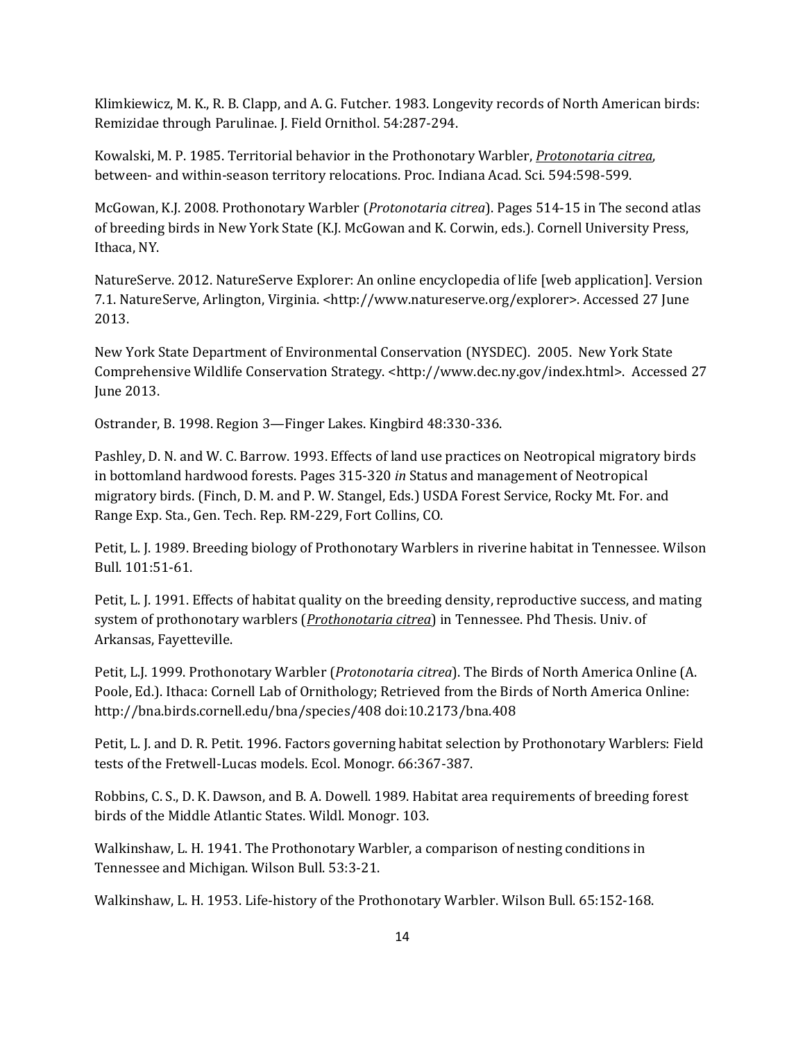Klimkiewicz, M. K., R. B. Clapp, and A. G. Futcher. 1983. Longevity records of North American birds: Remizidae through Parulinae. J. Field Ornithol. 54:287-294.

Kowalski, M. P. 1985. Territorial behavior in the Prothonotary Warbler, *Protonotaria citrea*, between- and within-season territory relocations. Proc. Indiana Acad. Sci. 594:598-599.

McGowan, K.J. 2008. Prothonotary Warbler (*Protonotaria citrea*). Pages 514-15 in The second atlas of breeding birds in New York State (K.J. McGowan and K. Corwin, eds.). Cornell University Press, Ithaca, NY.

NatureServe. 2012. NatureServe Explorer: An online encyclopedia of life [web application]. Version 7.1. NatureServe, Arlington, Virginia. <http://www.natureserve.org/explorer>. Accessed 27 June 2013.

New York State Department of Environmental Conservation (NYSDEC). 2005. New York State Comprehensive Wildlife Conservation Strategy. <http://www.dec.ny.gov/index.html>. Accessed 27 June 2013.

Ostrander, B. 1998. Region 3—Finger Lakes. Kingbird 48:330-336.

Pashley, D. N. and W. C. Barrow. 1993. Effects of land use practices on Neotropical migratory birds in bottomland hardwood forests. Pages 315-320 *in* Status and management of Neotropical migratory birds. (Finch, D. M. and P. W. Stangel, Eds.) USDA Forest Service, Rocky Mt. For. and Range Exp. Sta., Gen. Tech. Rep. RM-229, Fort Collins, CO.

Petit, L. J. 1989. Breeding biology of Prothonotary Warblers in riverine habitat in Tennessee. Wilson Bull. 101:51-61.

Petit, L. J. 1991. Effects of habitat quality on the breeding density, reproductive success, and mating system of prothonotary warblers (*Prothonotaria citrea*) in Tennessee. Phd Thesis. Univ. of Arkansas, Fayetteville.

Petit, L.J. 1999. Prothonotary Warbler (*Protonotaria citrea*). The Birds of North America Online (A. Poole, Ed.). Ithaca: Cornell Lab of Ornithology; Retrieved from the Birds of North America Online: http://bna.birds.cornell.edu/bna/species/408 doi:10.2173/bna.408

Petit, L. J. and D. R. Petit. 1996. Factors governing habitat selection by Prothonotary Warblers: Field tests of the Fretwell-Lucas models. Ecol. Monogr. 66:367-387.

Robbins, C. S., D. K. Dawson, and B. A. Dowell. 1989. Habitat area requirements of breeding forest birds of the Middle Atlantic States. Wildl. Monogr. 103.

Walkinshaw, L. H. 1941. The Prothonotary Warbler, a comparison of nesting conditions in Tennessee and Michigan. Wilson Bull. 53:3-21.

Walkinshaw, L. H. 1953. Life-history of the Prothonotary Warbler. Wilson Bull. 65:152-168.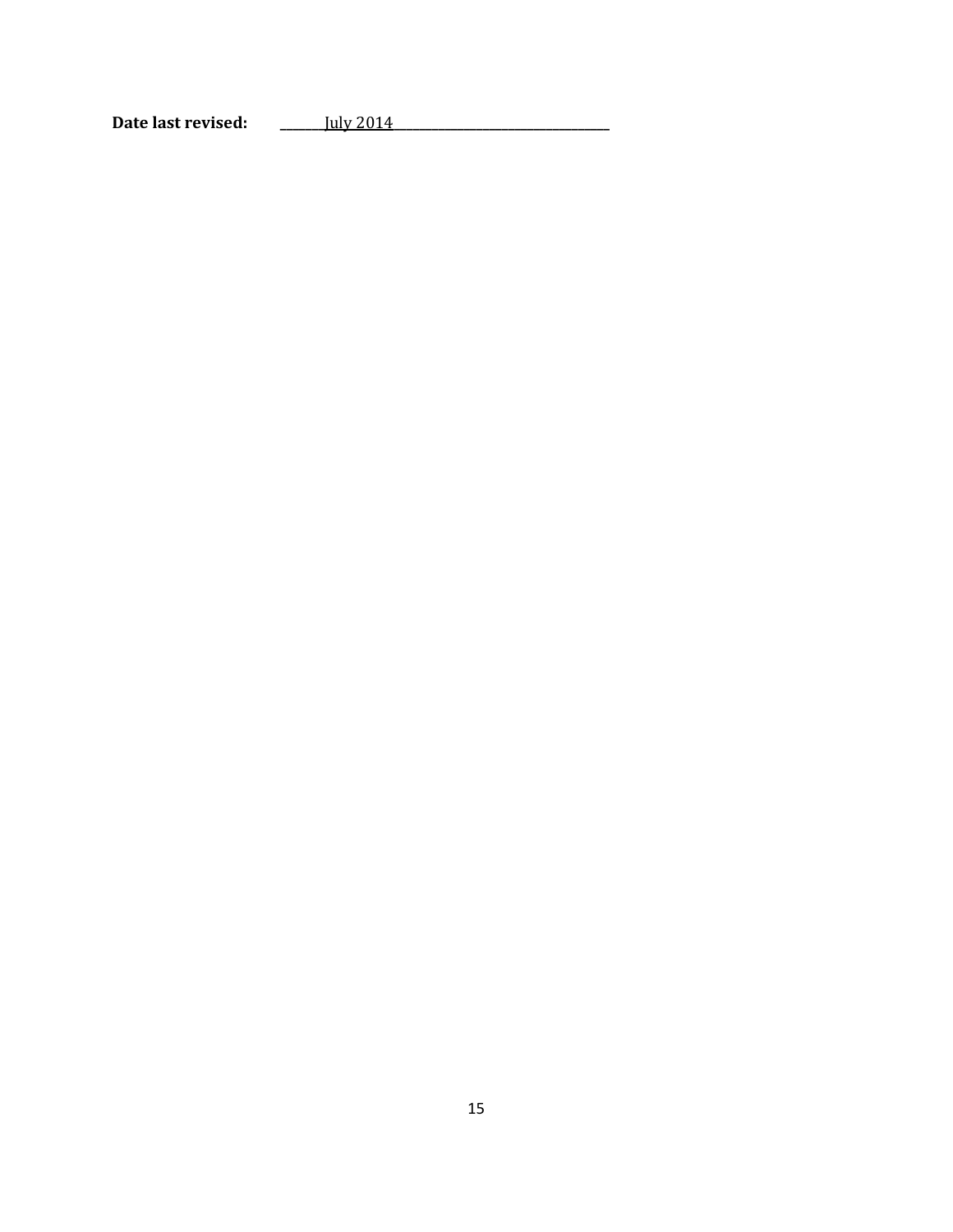**Date last revised:** July 2014